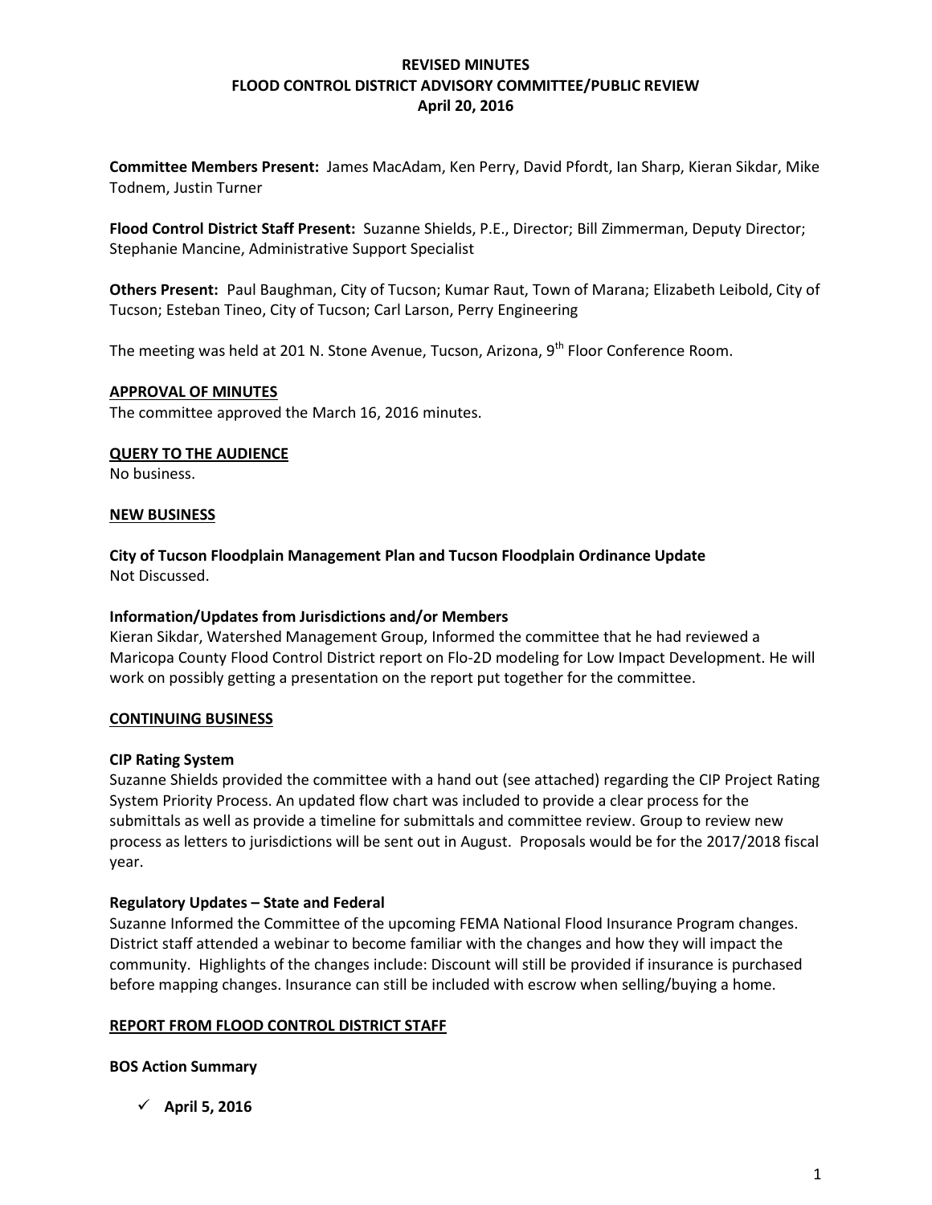# REVISED MINUTES
# FLOOD CONTROL DISTRICT ADVISORY COMMITTEE/PUBLIC REVIEW
# April 20, 2016

**Committee Members Present:** James MacAdam, Ken Perry, David Pfordt, Ian Sharp, Kieran Sikdar, Mike Todnem, Justin Turner

**Flood Control District Staff Present:** Suzanne Shields, P.E., Director; Bill Zimmerman, Deputy Director; Stephanie Mancine, Administrative Support Specialist

**Others Present:** Paul Baughman, City of Tucson; Kumar Raut, Town of Marana; Elizabeth Leibold, City of Tucson; Esteban Tineo, City of Tucson; Carl Larson, Perry Engineering

The meeting was held at 201 N. Stone Avenue, Tucson, Arizona, 9th Floor Conference Room.

## APPROVAL OF MINUTES

The committee approved the March 16, 2016 minutes.

## QUERY TO THE AUDIENCE

No business.

## NEW BUSINESS

### City of Tucson Floodplain Management Plan and Tucson Floodplain Ordinance Update

Not Discussed.

### Information/Updates from Jurisdictions and/or Members

Kieran Sikdar, Watershed Management Group, Informed the committee that he had reviewed a Maricopa County Flood Control District report on Flo-2D modeling for Low Impact Development. He will work on possibly getting a presentation on the report put together for the committee.

## CONTINUING BUSINESS

### CIP Rating System

Suzanne Shields provided the committee with a hand out (see attached) regarding the CIP Project Rating System Priority Process. An updated flow chart was included to provide a clear process for the submittals as well as provide a timeline for submittals and committee review. Group to review new process as letters to jurisdictions will be sent out in August. Proposals would be for the 2017/2018 fiscal year.

### Regulatory Updates – State and Federal

Suzanne Informed the Committee of the upcoming FEMA National Flood Insurance Program changes. District staff attended a webinar to become familiar with the changes and how they will impact the community. Highlights of the changes include: Discount will still be provided if insurance is purchased before mapping changes. Insurance can still be included with escrow when selling/buying a home.

## REPORT FROM FLOOD CONTROL DISTRICT STAFF

### BOS Action Summary

- ✓ **April 5, 2016**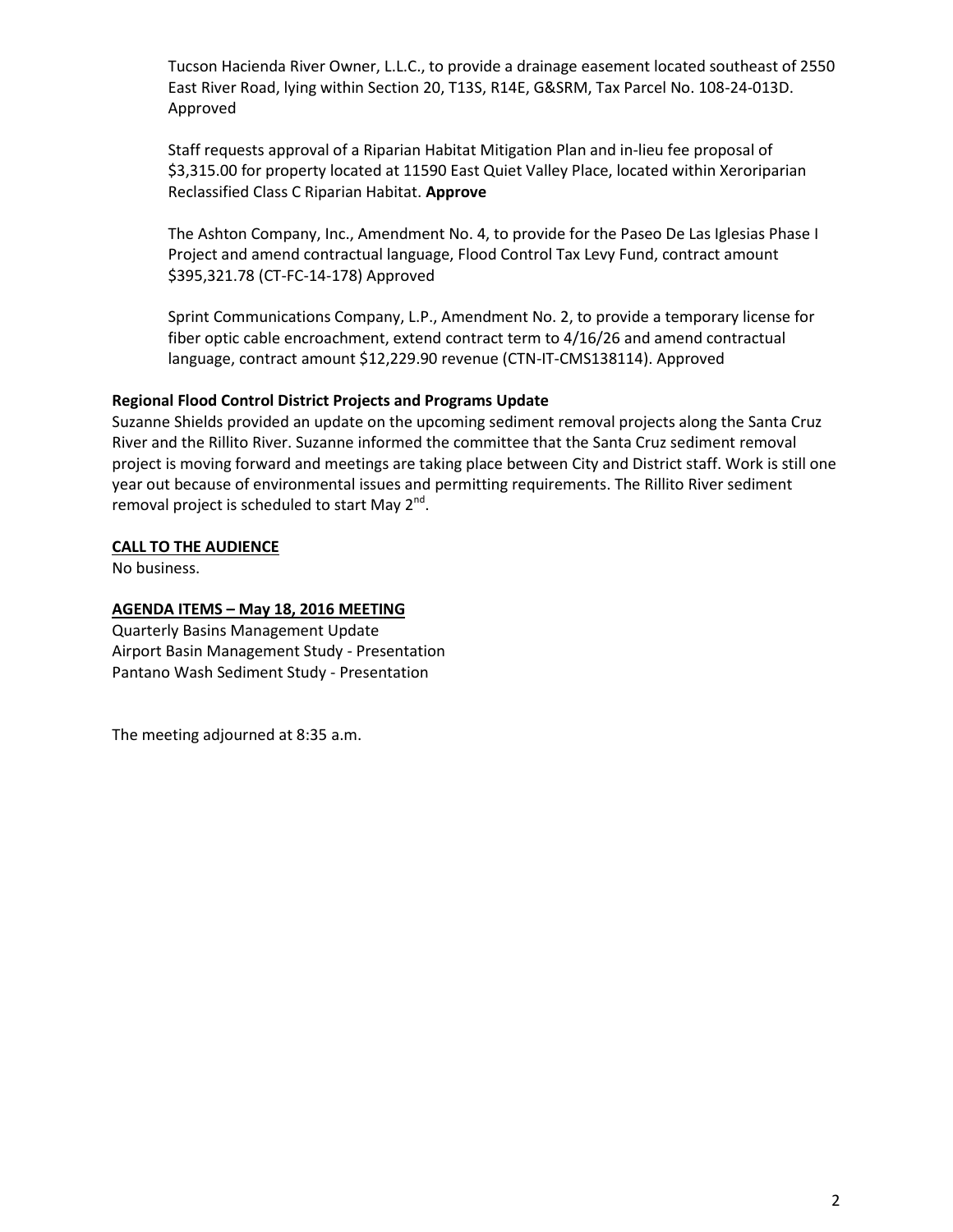Tucson Hacienda River Owner, L.L.C., to provide a drainage easement located southeast of 2550 East River Road, lying within Section 20, T13S, R14E, G&SRM, Tax Parcel No. 108-24-013D. Approved

Staff requests approval of a Riparian Habitat Mitigation Plan and in-lieu fee proposal of $3,315.00 for property located at 11590 East Quiet Valley Place, located within Xeroriparian Reclassified Class C Riparian Habitat. **Approve**

The Ashton Company, Inc., Amendment No. 4, to provide for the Paseo De Las Iglesias Phase I Project and amend contractual language, Flood Control Tax Levy Fund, contract amount $395,321.78 (CT-FC-14-178) Approved

Sprint Communications Company, L.P., Amendment No. 2, to provide a temporary license for fiber optic cable encroachment, extend contract term to 4/16/26 and amend contractual language, contract amount $12,229.90 revenue (CTN-IT-CMS138114). Approved

**Regional Flood Control District Projects and Programs Update**

Suzanne Shields provided an update on the upcoming sediment removal projects along the Santa Cruz River and the Rillito River. Suzanne informed the committee that the Santa Cruz sediment removal project is moving forward and meetings are taking place between City and District staff. Work is still one year out because of environmental issues and permitting requirements. The Rillito River sediment removal project is scheduled to start May 2nd.

**CALL TO THE AUDIENCE**

No business.

**AGENDA ITEMS – May 18, 2016 MEETING**

Quarterly Basins Management Update
Airport Basin Management Study - Presentation
Pantano Wash Sediment Study - Presentation

The meeting adjourned at 8:35 a.m.